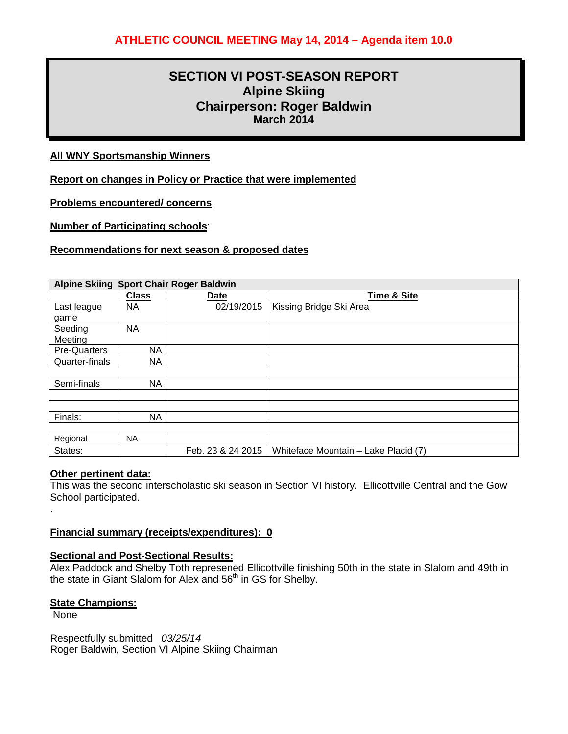**ATHLETIC COUNCIL MEETING May 14, 2014 – Agenda item 10.0**

# SECTION VI POST-SEASON REPORT
## Alpine Skiing
## Chairperson: Roger Baldwin
**March 2014**

**All WNY Sportsmanship Winners**

**Report on changes in Policy or Practice that were implemented**

**Problems encountered/ concerns**

**Number of Participating schools**:

**Recommendations for next season & proposed dates**

| Alpine Skiing Sport Chair Roger Baldwin | | | |
|---|---|---|---|
| | **Class** | **Date** | **Time & Site** |
| Last league game | NA | 02/19/2015 | Kissing Bridge Ski Area |
| Seeding Meeting | NA | | |
| Pre-Quarters | NA | | |
| Quarter-finals | NA | | |
| | | | |
| Semi-finals | NA | | |
| | | | |
| | | | |
| Finals: | NA | | |
| | | | |
| Regional | NA | | |
| States: | | Feb. 23 & 24 2015 | Whiteface Mountain – Lake Placid (7) |

**Other pertinent data:**
This was the second interscholastic ski season in Section VI history. Ellicottville Central and the Gow School participated.

.

**Financial summary (receipts/expenditures): 0**

**Sectional and Post-Sectional Results:**
Alex Paddock and Shelby Toth represened Ellicottville finishing 50th in the state in Slalom and 49th in the state in Giant Slalom for Alex and 56th in GS for Shelby.

**State Champions:**
None

Respectfully submitted *03/25/14*
Roger Baldwin, Section VI Alpine Skiing Chairman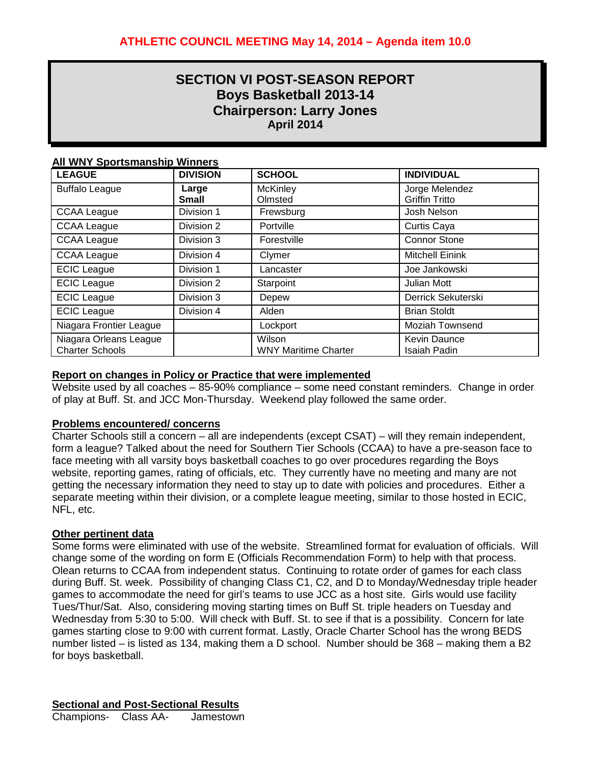**ATHLETIC COUNCIL MEETING May 14, 2014 – Agenda item 10.0**

# SECTION VI POST-SEASON REPORT
## Boys Basketball 2013-14
## Chairperson: Larry Jones
### April 2014

**All WNY Sportsmanship Winners**

| LEAGUE | DIVISION | SCHOOL | INDIVIDUAL |
|---|---|---|---|
| Buffalo League | **Large**<br>**Small** | McKinley<br>Olmsted | Jorge Melendez<br>Griffin Tritto |
| CCAA League | Division 1 | Frewsburg | Josh Nelson |
| CCAA League | Division 2 | Portville | Curtis Caya |
| CCAA League | Division 3 | Forestville | Connor Stone |
| CCAA League | Division 4 | Clymer | Mitchell Einink |
| ECIC League | Division 1 | Lancaster | Joe Jankowski |
| ECIC League | Division 2 | Starpoint | Julian Mott |
| ECIC League | Division 3 | Depew | Derrick Sekuterski |
| ECIC League | Division 4 | Alden | Brian Stoldt |
| Niagara Frontier League | | Lockport | Moziah Townsend |
| Niagara Orleans League<br>Charter Schools | | Wilson<br>WNY Maritime Charter | Kevin Daunce<br>Isaiah Padin |

**Report on changes in Policy or Practice that were implemented**

Website used by all coaches – 85-90% compliance – some need constant reminders. Change in order of play at Buff. St. and JCC Mon-Thursday. Weekend play followed the same order.

**Problems encountered/ concerns**

Charter Schools still a concern – all are independents (except CSAT) – will they remain independent, form a league? Talked about the need for Southern Tier Schools (CCAA) to have a pre-season face to face meeting with all varsity boys basketball coaches to go over procedures regarding the Boys website, reporting games, rating of officials, etc. They currently have no meeting and many are not getting the necessary information they need to stay up to date with policies and procedures. Either a separate meeting within their division, or a complete league meeting, similar to those hosted in ECIC, NFL, etc.

**Other pertinent data**

Some forms were eliminated with use of the website. Streamlined format for evaluation of officials. Will change some of the wording on form E (Officials Recommendation Form) to help with that process. Olean returns to CCAA from independent status. Continuing to rotate order of games for each class during Buff. St. week. Possibility of changing Class C1, C2, and D to Monday/Wednesday triple header games to accommodate the need for girl's teams to use JCC as a host site. Girls would use facility Tues/Thur/Sat. Also, considering moving starting times on Buff St. triple headers on Tuesday and Wednesday from 5:30 to 5:00. Will check with Buff. St. to see if that is a possibility. Concern for late games starting close to 9:00 with current format. Lastly, Oracle Charter School has the wrong BEDS number listed – is listed as 134, making them a D school. Number should be 368 – making them a B2 for boys basketball.

**Sectional and Post-Sectional Results**

Champions- Class AA- Jamestown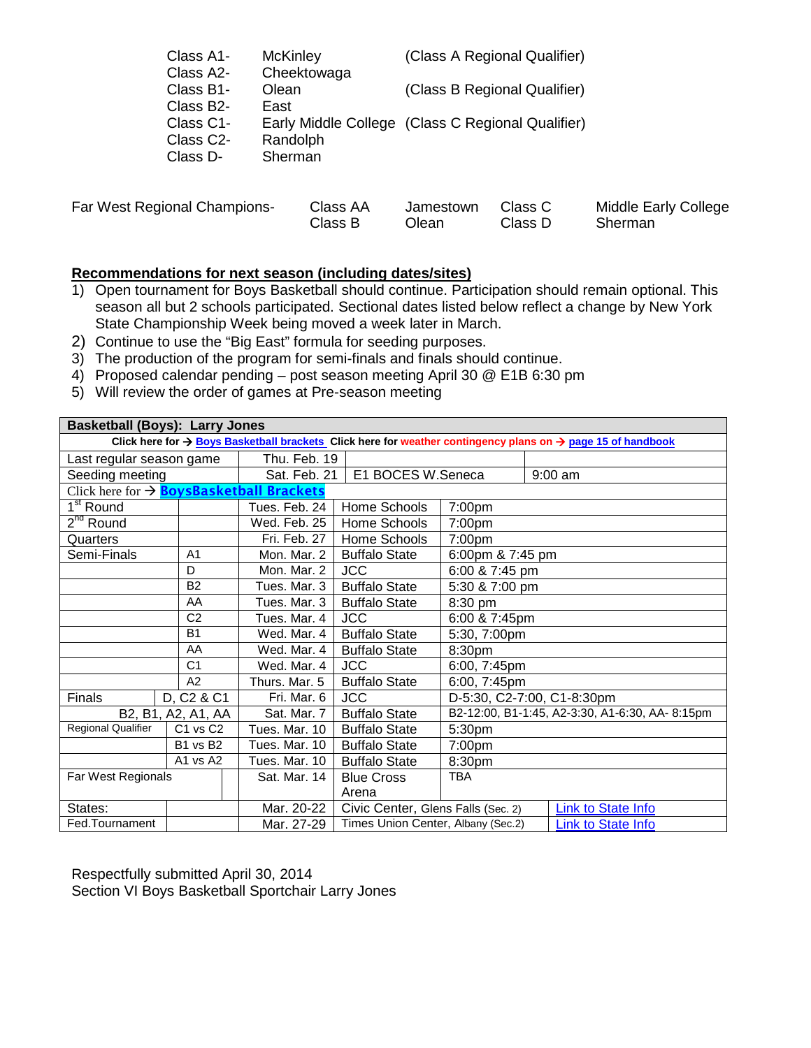| | | |
|---|---|---|
| Class A1- | McKinley | (Class A Regional Qualifier) |
| Class A2- | Cheektowaga | |
| Class B1- | Olean | (Class B Regional Qualifier) |
| Class B2- | East | |
| Class C1- | Early Middle College | (Class C Regional Qualifier) |
| Class C2- | Randolph | |
| Class D- | Sherman | |

| Far West Regional Champions- | Class AA | Jamestown | Class C | Middle Early College |
|---|---|---|---|---|
| | Class B | Olean | Class D | Sherman |

**Recommendations for next season (including dates/sites)**

1) Open tournament for Boys Basketball should continue. Participation should remain optional. This season all but 2 schools participated. Sectional dates listed below reflect a change by New York State Championship Week being moved a week later in March.
2) Continue to use the "Big East" formula for seeding purposes.
3) The production of the program for semi-finals and finals should continue.
4) Proposed calendar pending – post season meeting April 30 @ E1B 6:30 pm
5) Will review the order of games at Pre-season meeting

| **Basketball (Boys): Larry Jones** | | | | |
|---|---|---|---|---|
| Click here for → Boys Basketball brackets Click here for weather contingency plans on → page 15 of handbook | | | | |
| Last regular season game | | Thu. Feb. 19 | | |
| Seeding meeting | | Sat. Feb. 21 | E1 BOCES W.Seneca | 9:00 am |
| Click here for → **BoysBasketball Brackets** | | | | |
| 1st Round | | Tues. Feb. 24 | Home Schools | 7:00pm |
| 2nd Round | | Wed. Feb. 25 | Home Schools | 7:00pm |
| Quarters | | Fri. Feb. 27 | Home Schools | 7:00pm |
| Semi-Finals | A1 | Mon. Mar. 2 | Buffalo State | 6:00pm & 7:45 pm |
| | D | Mon. Mar. 2 | JCC | 6:00 & 7:45 pm |
| | B2 | Tues. Mar. 3 | Buffalo State | 5:30 & 7:00 pm |
| | AA | Tues. Mar. 3 | Buffalo State | 8:30 pm |
| | C2 | Tues. Mar. 4 | JCC | 6:00 & 7:45pm |
| | B1 | Wed. Mar. 4 | Buffalo State | 5:30, 7:00pm |
| | AA | Wed. Mar. 4 | Buffalo State | 8:30pm |
| | C1 | Wed. Mar. 4 | JCC | 6:00, 7:45pm |
| | A2 | Thurs. Mar. 5 | Buffalo State | 6:00, 7:45pm |
| Finals | D, C2 & C1 | Fri. Mar. 6 | JCC | D-5:30, C2-7:00, C1-8:30pm |
| | B2, B1, A2, A1, AA | Sat. Mar. 7 | Buffalo State | B2-12:00, B1-1:45, A2-3:30, A1-6:30, AA- 8:15pm |
| Regional Qualifier | C1 vs C2 | Tues. Mar. 10 | Buffalo State | 5:30pm |
| | B1 vs B2 | Tues. Mar. 10 | Buffalo State | 7:00pm |
| | A1 vs A2 | Tues. Mar. 10 | Buffalo State | 8:30pm |
| Far West Regionals | | Sat. Mar. 14 | Blue Cross Arena | TBA |
| States: | | Mar. 20-22 | Civic Center, Glens Falls (Sec. 2) | Link to State Info |
| Fed.Tournament | | Mar. 27-29 | Times Union Center, Albany (Sec.2) | Link to State Info |

Respectfully submitted April 30, 2014
Section VI Boys Basketball Sportchair Larry Jones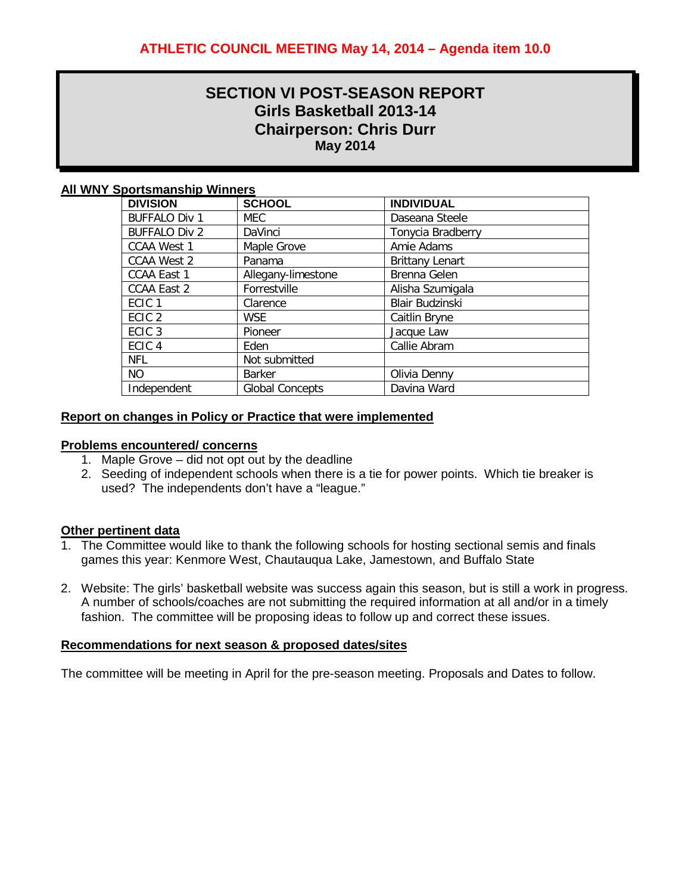**ATHLETIC COUNCIL MEETING May 14, 2014 – Agenda item 10.0**

# SECTION VI POST-SEASON REPORT
## Girls Basketball 2013-14
## Chairperson: Chris Durr
### May 2014

**All WNY Sportsmanship Winners**

| DIVISION | SCHOOL | INDIVIDUAL |
|---|---|---|
| BUFFALO Div 1 | MEC | Daseana Steele |
| BUFFALO Div 2 | DaVinci | Tonycia Bradberry |
| CCAA West 1 | Maple Grove | Amie Adams |
| CCAA West 2 | Panama | Brittany Lenart |
| CCAA East 1 | Allegany-limestone | Brenna Gelen |
| CCAA East 2 | Forrestville | Alisha Szumigala |
| ECIC 1 | Clarence | Blair Budzinski |
| ECIC 2 | WSE | Caitlin Bryne |
| ECIC 3 | Pioneer | Jacque Law |
| ECIC 4 | Eden | Callie Abram |
| NFL | Not submitted | |
| NO | Barker | Olivia Denny |
| Independent | Global Concepts | Davina Ward |

**Report on changes in Policy or Practice that were implemented**

**Problems encountered/ concerns**

1. Maple Grove – did not opt out by the deadline
2. Seeding of independent schools when there is a tie for power points. Which tie breaker is used? The independents don't have a "league."

**Other pertinent data**

1. The Committee would like to thank the following schools for hosting sectional semis and finals games this year: Kenmore West, Chautauqua Lake, Jamestown, and Buffalo State
2. Website: The girls' basketball website was success again this season, but is still a work in progress. A number of schools/coaches are not submitting the required information at all and/or in a timely fashion. The committee will be proposing ideas to follow up and correct these issues.

**Recommendations for next season & proposed dates/sites**

The committee will be meeting in April for the pre-season meeting. Proposals and Dates to follow.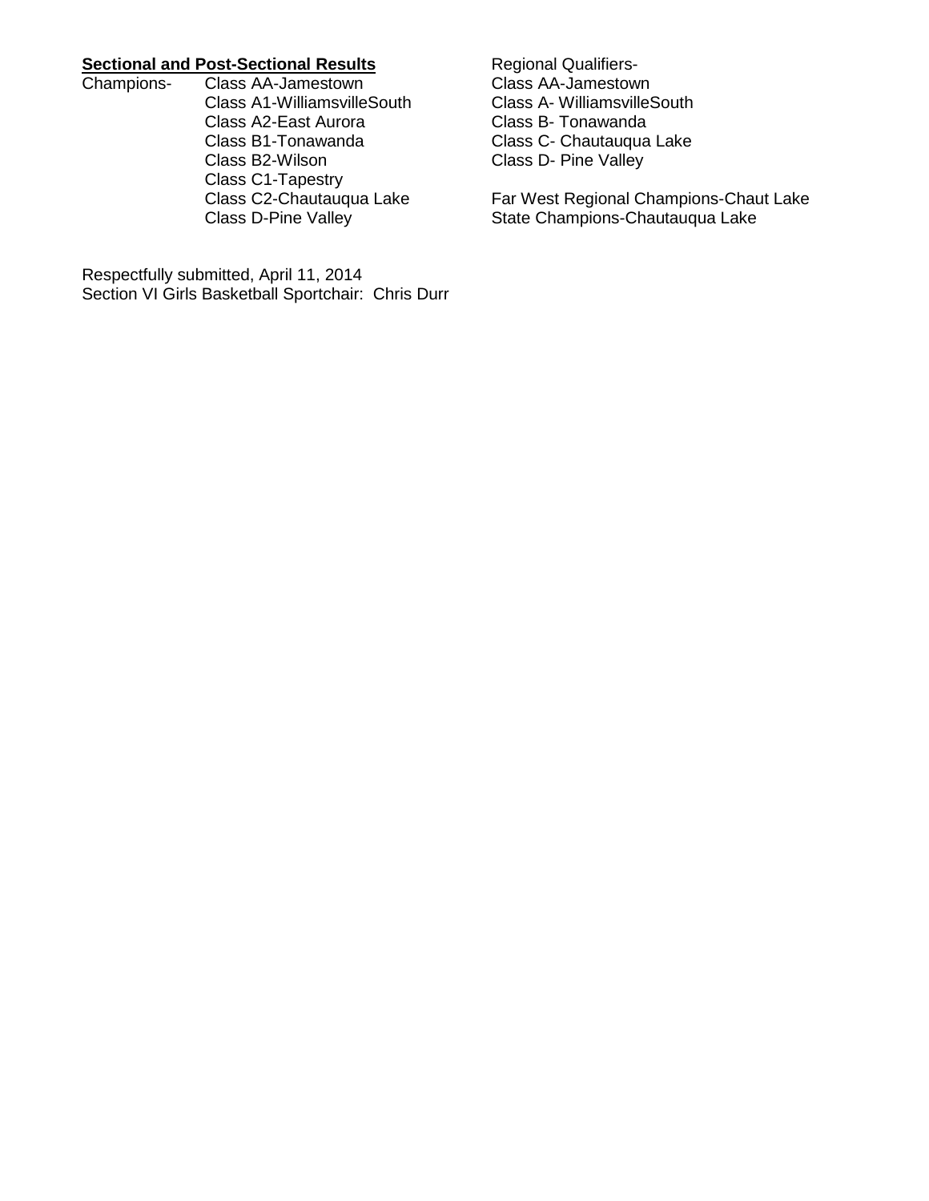**Sectional and Post-Sectional Results**

Champions-
- Class AA-Jamestown
- Class A1-WilliamsvilleSouth
- Class A2-East Aurora
- Class B1-Tonawanda
- Class B2-Wilson
- Class C1-Tapestry
- Class C2-Chautauqua Lake
- Class D-Pine Valley

Regional Qualifiers-
- Class AA-Jamestown
- Class A- WilliamsvilleSouth
- Class B- Tonawanda
- Class C- Chautauqua Lake
- Class D- Pine Valley

Far West Regional Champions-Chaut Lake
State Champions-Chautauqua Lake

Respectfully submitted, April 11, 2014
Section VI Girls Basketball Sportchair: Chris Durr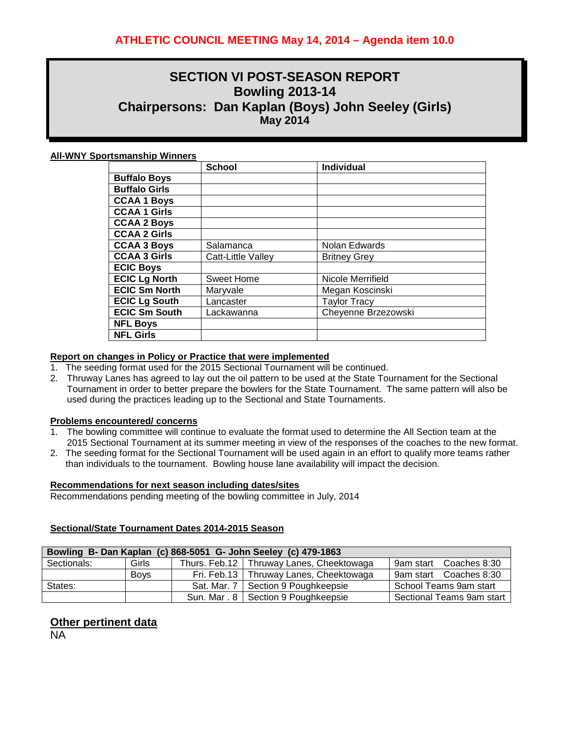**ATHLETIC COUNCIL MEETING May 14, 2014 – Agenda item 10.0**

# SECTION VI POST-SEASON REPORT
## Bowling 2013-14
## Chairpersons: Dan Kaplan (Boys) John Seeley (Girls)
### May 2014

**All-WNY Sportsmanship Winners**

| | School | Individual |
|---|---|---|
| **Buffalo Boys** | | |
| **Buffalo Girls** | | |
| **CCAA 1 Boys** | | |
| **CCAA 1 Girls** | | |
| **CCAA 2 Boys** | | |
| **CCAA 2 Girls** | | |
| **CCAA 3 Boys** | Salamanca | Nolan Edwards |
| **CCAA 3 Girls** | Catt-Little Valley | Britney Grey |
| **ECIC Boys** | | |
| **ECIC Lg North** | Sweet Home | Nicole Merrifield |
| **ECIC Sm North** | Maryvale | Megan Koscinski |
| **ECIC Lg South** | Lancaster | Taylor Tracy |
| **ECIC Sm South** | Lackawanna | Cheyenne Brzezowski |
| **NFL Boys** | | |
| **NFL Girls** | | |

**Report on changes in Policy or Practice that were implemented**

1. The seeding format used for the 2015 Sectional Tournament will be continued.
2. Thruway Lanes has agreed to lay out the oil pattern to be used at the State Tournament for the Sectional Tournament in order to better prepare the bowlers for the State Tournament. The same pattern will also be used during the practices leading up to the Sectional and State Tournaments.

**Problems encountered/ concerns**

1. The bowling committee will continue to evaluate the format used to determine the All Section team at the 2015 Sectional Tournament at its summer meeting in view of the responses of the coaches to the new format.
2. The seeding format for the Sectional Tournament will be used again in an effort to qualify more teams rather than individuals to the tournament. Bowling house lane availability will impact the decision.

**Recommendations for next season including dates/sites**

Recommendations pending meeting of the bowling committee in July, 2014

**Sectional/State Tournament Dates 2014-2015 Season**

| **Bowling B- Dan Kaplan (c) 868-5051 G- John Seeley (c) 479-1863** | | | | |
|---|---|---|---|---|
| Sectionals: | Girls | Thurs. Feb.12 | Thruway Lanes, Cheektowaga | 9am start Coaches 8:30 |
| | Boys | Fri. Feb.13 | Thruway Lanes, Cheektowaga | 9am start Coaches 8:30 |
| States: | | Sat. Mar. 7 | Section 9 Poughkeepsie | School Teams 9am start |
| | | Sun. Mar . 8 | Section 9 Poughkeepsie | Sectional Teams 9am start |

## Other pertinent data

NA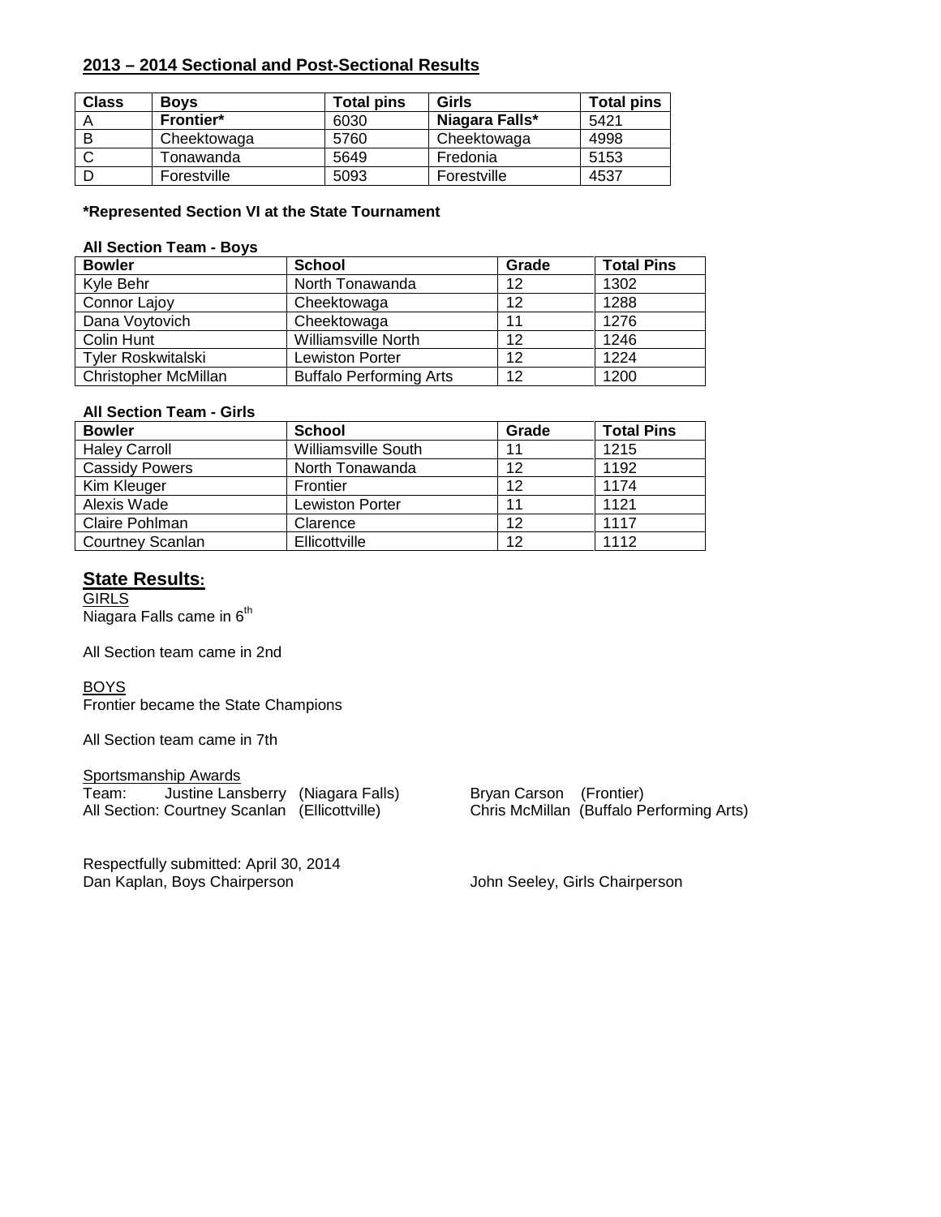## 2013 – 2014 Sectional and Post-Sectional Results

| Class | Boys | Total pins | Girls | Total pins |
|---|---|---|---|---|
| A | **Frontier*** | 6030 | **Niagara Falls*** | 5421 |
| B | Cheektowaga | 5760 | Cheektowaga | 4998 |
| C | Tonawanda | 5649 | Fredonia | 5153 |
| D | Forestville | 5093 | Forestville | 4537 |

***Represented Section VI at the State Tournament**

**All Section Team - Boys**

| Bowler | School | Grade | Total Pins |
|---|---|---|---|
| Kyle Behr | North Tonawanda | 12 | 1302 |
| Connor Lajoy | Cheektowaga | 12 | 1288 |
| Dana Voytovich | Cheektowaga | 11 | 1276 |
| Colin Hunt | Williamsville North | 12 | 1246 |
| Tyler Roskwitalski | Lewiston Porter | 12 | 1224 |
| Christopher McMillan | Buffalo Performing Arts | 12 | 1200 |

**All Section Team - Girls**

| Bowler | School | Grade | Total Pins |
|---|---|---|---|
| Haley Carroll | Williamsville South | 11 | 1215 |
| Cassidy Powers | North Tonawanda | 12 | 1192 |
| Kim Kleuger | Frontier | 12 | 1174 |
| Alexis Wade | Lewiston Porter | 11 | 1121 |
| Claire Pohlman | Clarence | 12 | 1117 |
| Courtney Scanlan | Ellicottville | 12 | 1112 |

## State Results:

GIRLS
Niagara Falls came in 6th

All Section team came in 2nd

BOYS
Frontier became the State Champions

All Section team came in 7th

Sportsmanship Awards
Team: Justine Lansberry (Niagara Falls) Bryan Carson (Frontier)
All Section: Courtney Scanlan (Ellicottville) Chris McMillan (Buffalo Performing Arts)

Respectfully submitted: April 30, 2014
Dan Kaplan, Boys Chairperson John Seeley, Girls Chairperson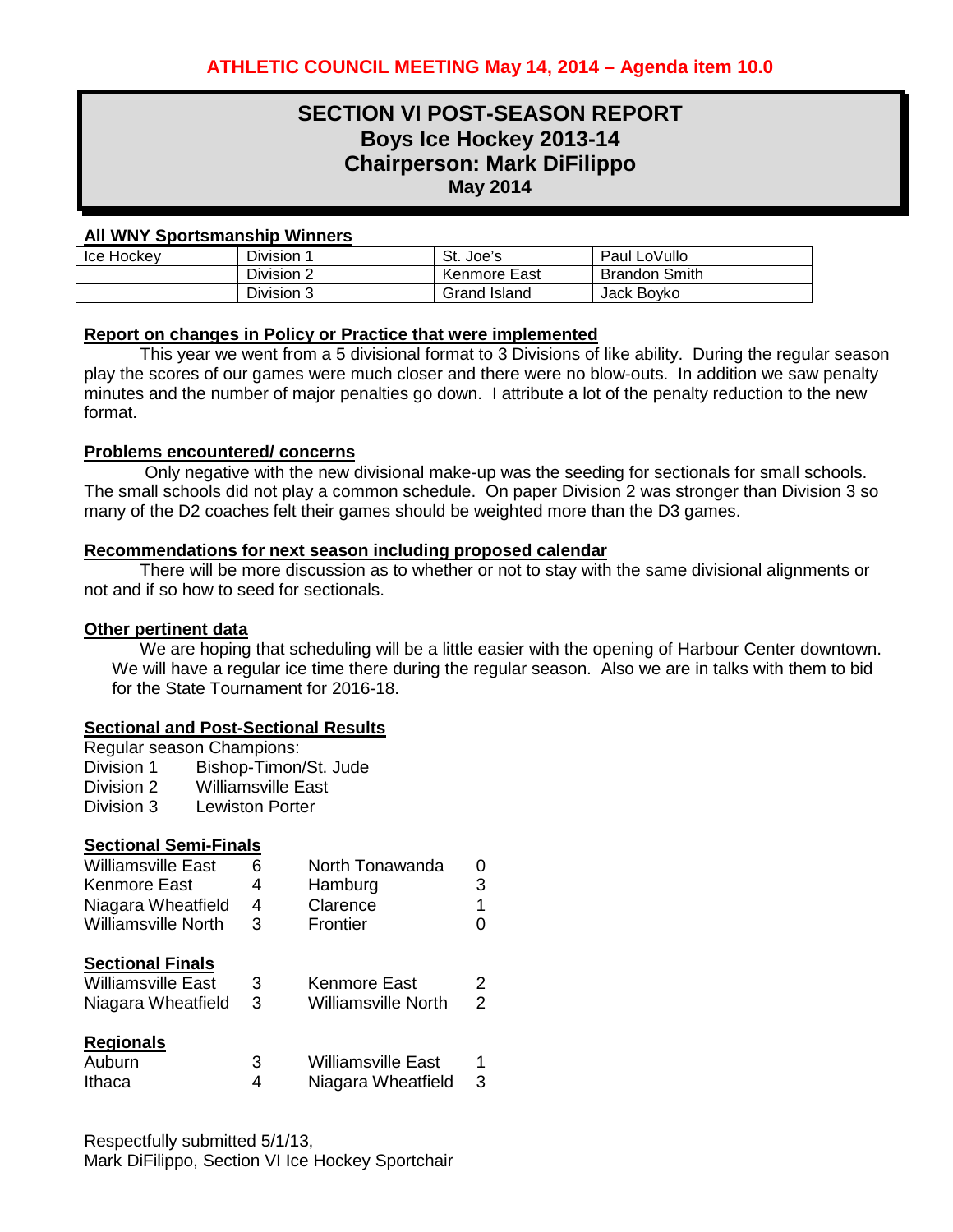**ATHLETIC COUNCIL MEETING May 14, 2014 – Agenda item 10.0**

# SECTION VI POST-SEASON REPORT
## Boys Ice Hockey 2013-14
## Chairperson: Mark DiFilippo
**May 2014**

**All WNY Sportsmanship Winners**

| | | | |
|---|---|---|---|
| Ice Hockey | Division 1 | St. Joe's | Paul LoVullo |
| | Division 2 | Kenmore East | Brandon Smith |
| | Division 3 | Grand Island | Jack Boyko |

**Report on changes in Policy or Practice that were implemented**

This year we went from a 5 divisional format to 3 Divisions of like ability. During the regular season play the scores of our games were much closer and there were no blow-outs. In addition we saw penalty minutes and the number of major penalties go down. I attribute a lot of the penalty reduction to the new format.

**Problems encountered/ concerns**

Only negative with the new divisional make-up was the seeding for sectionals for small schools. The small schools did not play a common schedule. On paper Division 2 was stronger than Division 3 so many of the D2 coaches felt their games should be weighted more than the D3 games.

**Recommendations for next season including proposed calendar**

There will be more discussion as to whether or not to stay with the same divisional alignments or not and if so how to seed for sectionals.

**Other pertinent data**

We are hoping that scheduling will be a little easier with the opening of Harbour Center downtown. We will have a regular ice time there during the regular season. Also we are in talks with them to bid for the State Tournament for 2016-18.

**Sectional and Post-Sectional Results**

Regular season Champions:

| | |
|---|---|
| Division 1 | Bishop-Timon/St. Jude |
| Division 2 | Williamsville East |
| Division 3 | Lewiston Porter |

**Sectional Semi-Finals**

| | | | |
|---|---|---|---|
| Williamsville East | 6 | North Tonawanda | 0 |
| Kenmore East | 4 | Hamburg | 3 |
| Niagara Wheatfield | 4 | Clarence | 1 |
| Williamsville North | 3 | Frontier | 0 |

**Sectional Finals**

| | | | |
|---|---|---|---|
| Williamsville East | 3 | Kenmore East | 2 |
| Niagara Wheatfield | 3 | Williamsville North | 2 |

**Regionals**

| | | | |
|---|---|---|---|
| Auburn | 3 | Williamsville East | 1 |
| Ithaca | 4 | Niagara Wheatfield | 3 |

Respectfully submitted 5/1/13,
Mark DiFilippo, Section VI Ice Hockey Sportchair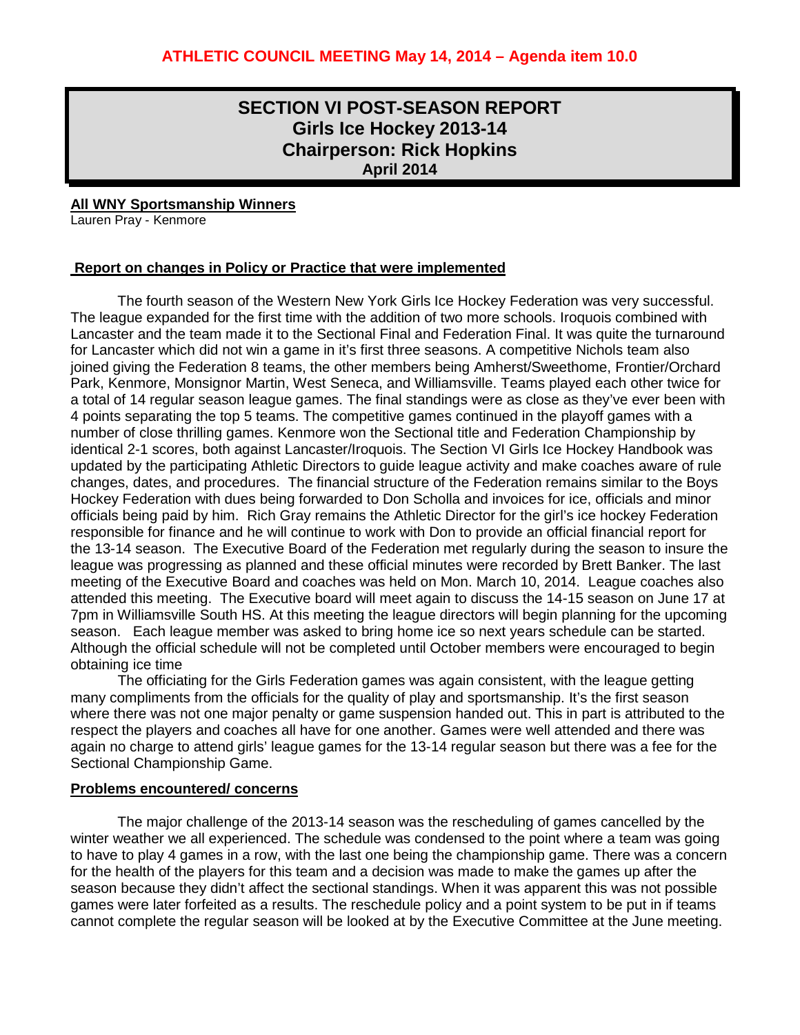**ATHLETIC COUNCIL MEETING May 14, 2014 – Agenda item 10.0**

# SECTION VI POST-SEASON REPORT
## Girls Ice Hockey 2013-14
## Chairperson: Rick Hopkins
### April 2014

**All WNY Sportsmanship Winners**

Lauren Pray - Kenmore

**Report on changes in Policy or Practice that were implemented**

The fourth season of the Western New York Girls Ice Hockey Federation was very successful. The league expanded for the first time with the addition of two more schools. Iroquois combined with Lancaster and the team made it to the Sectional Final and Federation Final. It was quite the turnaround for Lancaster which did not win a game in it's first three seasons. A competitive Nichols team also joined giving the Federation 8 teams, the other members being Amherst/Sweethome, Frontier/Orchard Park, Kenmore, Monsignor Martin, West Seneca, and Williamsville. Teams played each other twice for a total of 14 regular season league games. The final standings were as close as they've ever been with 4 points separating the top 5 teams. The competitive games continued in the playoff games with a number of close thrilling games. Kenmore won the Sectional title and Federation Championship by identical 2-1 scores, both against Lancaster/Iroquois. The Section VI Girls Ice Hockey Handbook was updated by the participating Athletic Directors to guide league activity and make coaches aware of rule changes, dates, and procedures. The financial structure of the Federation remains similar to the Boys Hockey Federation with dues being forwarded to Don Scholla and invoices for ice, officials and minor officials being paid by him. Rich Gray remains the Athletic Director for the girl's ice hockey Federation responsible for finance and he will continue to work with Don to provide an official financial report for the 13-14 season. The Executive Board of the Federation met regularly during the season to insure the league was progressing as planned and these official minutes were recorded by Brett Banker. The last meeting of the Executive Board and coaches was held on Mon. March 10, 2014. League coaches also attended this meeting. The Executive board will meet again to discuss the 14-15 season on June 17 at 7pm in Williamsville South HS. At this meeting the league directors will begin planning for the upcoming season. Each league member was asked to bring home ice so next years schedule can be started. Although the official schedule will not be completed until October members were encouraged to begin obtaining ice time

The officiating for the Girls Federation games was again consistent, with the league getting many compliments from the officials for the quality of play and sportsmanship. It's the first season where there was not one major penalty or game suspension handed out. This in part is attributed to the respect the players and coaches all have for one another. Games were well attended and there was again no charge to attend girls' league games for the 13-14 regular season but there was a fee for the Sectional Championship Game.

**Problems encountered/ concerns**

The major challenge of the 2013-14 season was the rescheduling of games cancelled by the winter weather we all experienced. The schedule was condensed to the point where a team was going to have to play 4 games in a row, with the last one being the championship game. There was a concern for the health of the players for this team and a decision was made to make the games up after the season because they didn't affect the sectional standings. When it was apparent this was not possible games were later forfeited as a results. The reschedule policy and a point system to be put in if teams cannot complete the regular season will be looked at by the Executive Committee at the June meeting.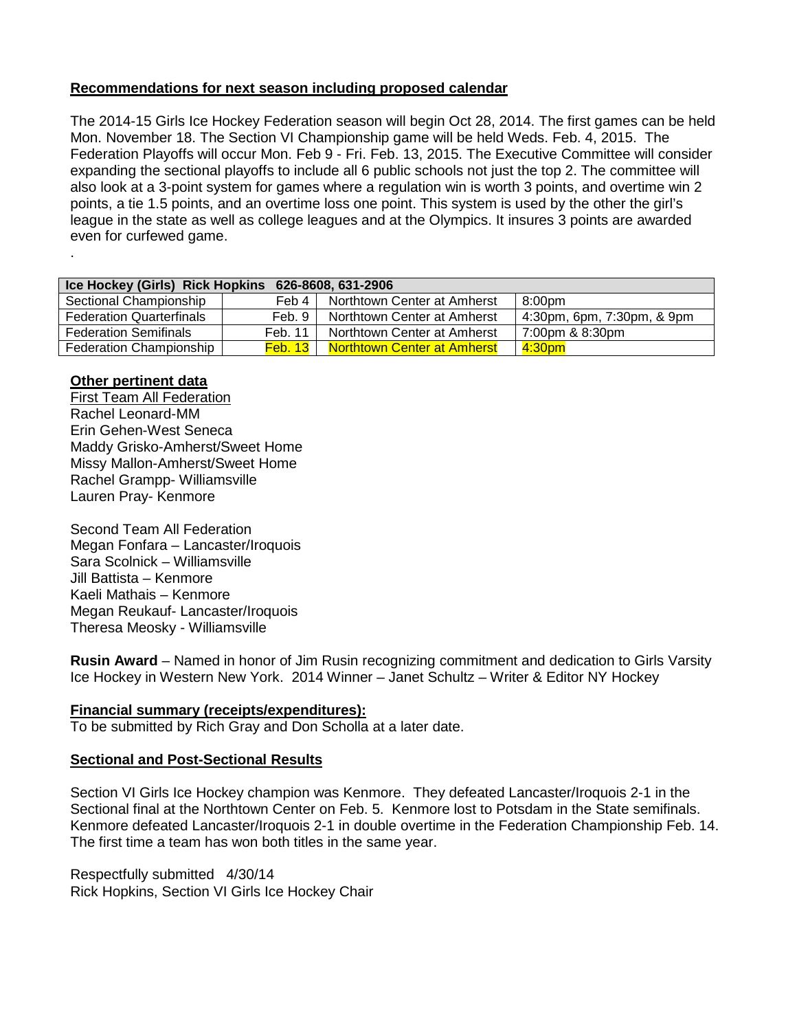**Recommendations for next season including proposed calendar**

The 2014-15 Girls Ice Hockey Federation season will begin Oct 28, 2014. The first games can be held Mon. November 18. The Section VI Championship game will be held Weds. Feb. 4, 2015. The Federation Playoffs will occur Mon. Feb 9 - Fri. Feb. 13, 2015. The Executive Committee will consider expanding the sectional playoffs to include all 6 public schools not just the top 2. The committee will also look at a 3-point system for games where a regulation win is worth 3 points, and overtime win 2 points, a tie 1.5 points, and an overtime loss one point. This system is used by the other the girl's league in the state as well as college leagues and at the Olympics. It insures 3 points are awarded even for curfewed game.

.

| Ice Hockey (Girls) Rick Hopkins 626-8608, 631-2906 | | | |
|---|---|---|---|
| Sectional Championship | Feb 4 | Northtown Center at Amherst | 8:00pm |
| Federation Quarterfinals | Feb. 9 | Northtown Center at Amherst | 4:30pm, 6pm, 7:30pm, & 9pm |
| Federation Semifinals | Feb. 11 | Northtown Center at Amherst | 7:00pm & 8:30pm |
| Federation Championship | Feb. 13 | Northtown Center at Amherst | 4:30pm |

**Other pertinent data**

First Team All Federation
Rachel Leonard-MM
Erin Gehen-West Seneca
Maddy Grisko-Amherst/Sweet Home
Missy Mallon-Amherst/Sweet Home
Rachel Grampp- Williamsville
Lauren Pray- Kenmore

Second Team All Federation
Megan Fonfara – Lancaster/Iroquois
Sara Scolnick – Williamsville
Jill Battista – Kenmore
Kaeli Mathais – Kenmore
Megan Reukauf- Lancaster/Iroquois
Theresa Meosky - Williamsville

**Rusin Award** – Named in honor of Jim Rusin recognizing commitment and dedication to Girls Varsity Ice Hockey in Western New York. 2014 Winner – Janet Schultz – Writer & Editor NY Hockey

**Financial summary (receipts/expenditures):**

To be submitted by Rich Gray and Don Scholla at a later date.

**Sectional and Post-Sectional Results**

Section VI Girls Ice Hockey champion was Kenmore. They defeated Lancaster/Iroquois 2-1 in the Sectional final at the Northtown Center on Feb. 5. Kenmore lost to Potsdam in the State semifinals. Kenmore defeated Lancaster/Iroquois 2-1 in double overtime in the Federation Championship Feb. 14. The first time a team has won both titles in the same year.

Respectfully submitted 4/30/14
Rick Hopkins, Section VI Girls Ice Hockey Chair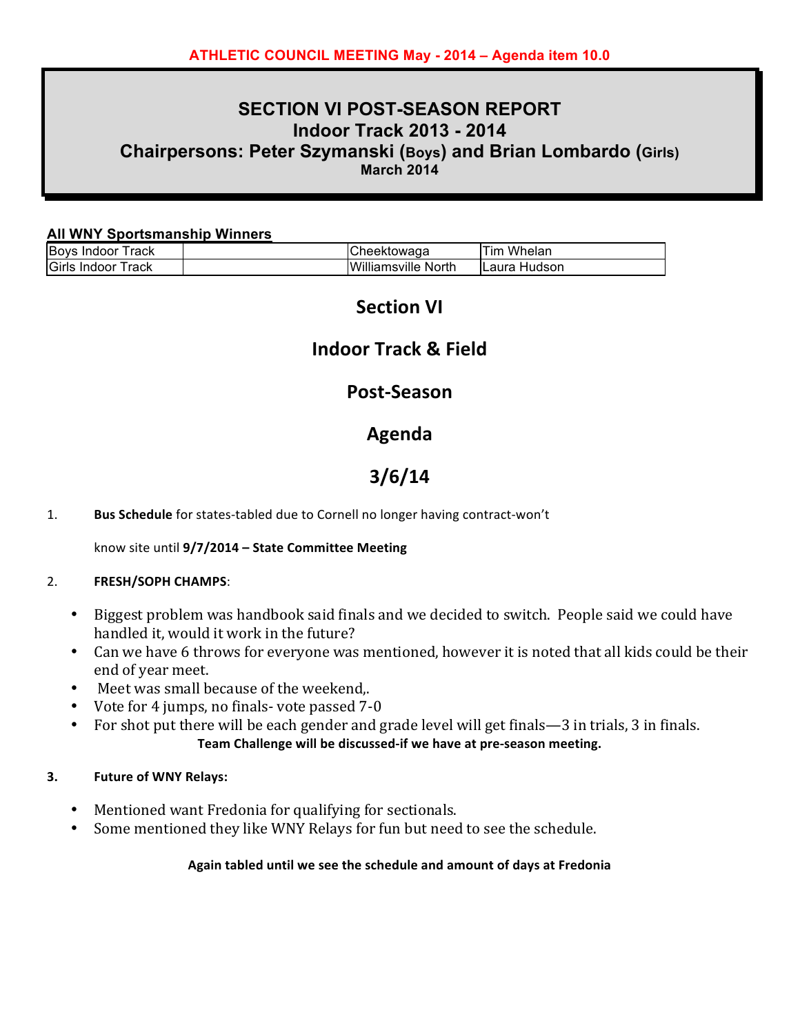**ATHLETIC COUNCIL MEETING May - 2014 – Agenda item 10.0**

# SECTION VI POST-SEASON REPORT
## Indoor Track 2013 - 2014
## Chairpersons: Peter Szymanski (Boys) and Brian Lombardo (Girls)
**March 2014**

**All WNY Sportsmanship Winners**

| | | | |
|---|---|---|---|
| Boys Indoor Track | | Cheektowaga | Tim Whelan |
| Girls Indoor Track | | Williamsville North | Laura Hudson |

## Section VI

## Indoor Track & Field

## Post-Season

## Agenda

## 3/6/14

1. **Bus Schedule** for states-tabled due to Cornell no longer having contract-won't

   know site until **9/7/2014 – State Committee Meeting**

2. **FRESH/SOPH CHAMPS**:

   - Biggest problem was handbook said finals and we decided to switch. People said we could have handled it, would it work in the future?
   - Can we have 6 throws for everyone was mentioned, however it is noted that all kids could be their end of year meet.
   - Meet was small because of the weekend,.
   - Vote for 4 jumps, no finals- vote passed 7-0
   - For shot put there will be each gender and grade level will get finals—3 in trials, 3 in finals.

   **Team Challenge will be discussed-if we have at pre-season meeting.**

3. **Future of WNY Relays:**

   - Mentioned want Fredonia for qualifying for sectionals.
   - Some mentioned they like WNY Relays for fun but need to see the schedule.

   **Again tabled until we see the schedule and amount of days at Fredonia**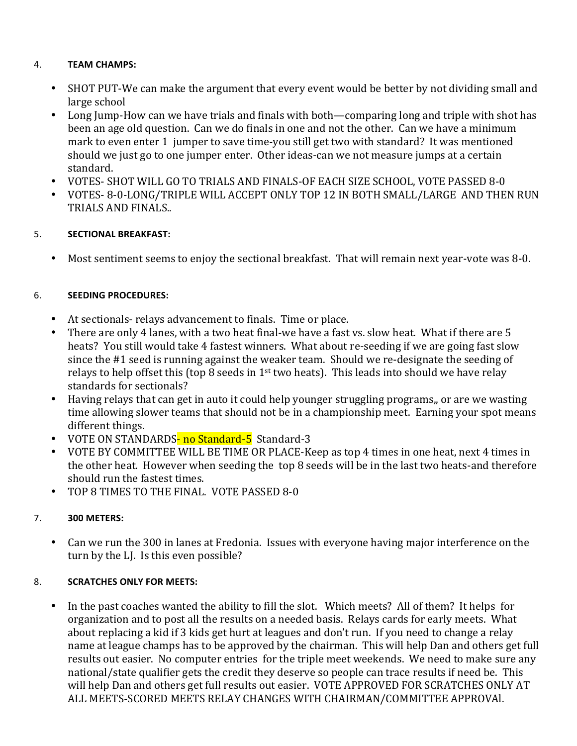4. **TEAM CHAMPS:**

- SHOT PUT-We can make the argument that every event would be better by not dividing small and large school
- Long Jump-How can we have trials and finals with both—comparing long and triple with shot has been an age old question. Can we do finals in one and not the other. Can we have a minimum mark to even enter 1 jumper to save time-you still get two with standard? It was mentioned should we just go to one jumper enter. Other ideas-can we not measure jumps at a certain standard.
- VOTES- SHOT WILL GO TO TRIALS AND FINALS-OF EACH SIZE SCHOOL, VOTE PASSED 8-0
- VOTES- 8-0-LONG/TRIPLE WILL ACCEPT ONLY TOP 12 IN BOTH SMALL/LARGE AND THEN RUN TRIALS AND FINALS..

5. **SECTIONAL BREAKFAST:**

- Most sentiment seems to enjoy the sectional breakfast. That will remain next year-vote was 8-0.

6. **SEEDING PROCEDURES:**

- At sectionals- relays advancement to finals. Time or place.
- There are only 4 lanes, with a two heat final-we have a fast vs. slow heat. What if there are 5 heats? You still would take 4 fastest winners. What about re-seeding if we are going fast slow since the #1 seed is running against the weaker team. Should we re-designate the seeding of relays to help offset this (top 8 seeds in 1st two heats). This leads into should we have relay standards for sectionals?
- Having relays that can get in auto it could help younger struggling programs,, or are we wasting time allowing slower teams that should not be in a championship meet. Earning your spot means different things.
- VOTE ON STANDARDS- no Standard-5 Standard-3
- VOTE BY COMMITTEE WILL BE TIME OR PLACE-Keep as top 4 times in one heat, next 4 times in the other heat. However when seeding the top 8 seeds will be in the last two heats-and therefore should run the fastest times.
- TOP 8 TIMES TO THE FINAL. VOTE PASSED 8-0

7. **300 METERS:**

- Can we run the 300 in lanes at Fredonia. Issues with everyone having major interference on the turn by the LJ. Is this even possible?

8. **SCRATCHES ONLY FOR MEETS:**

- In the past coaches wanted the ability to fill the slot. Which meets? All of them? It helps for organization and to post all the results on a needed basis. Relays cards for early meets. What about replacing a kid if 3 kids get hurt at leagues and don't run. If you need to change a relay name at league champs has to be approved by the chairman. This will help Dan and others get full results out easier. No computer entries for the triple meet weekends. We need to make sure any national/state qualifier gets the credit they deserve so people can trace results if need be. This will help Dan and others get full results out easier. VOTE APPROVED FOR SCRATCHES ONLY AT ALL MEETS-SCORED MEETS RELAY CHANGES WITH CHAIRMAN/COMMITTEE APPROVAl.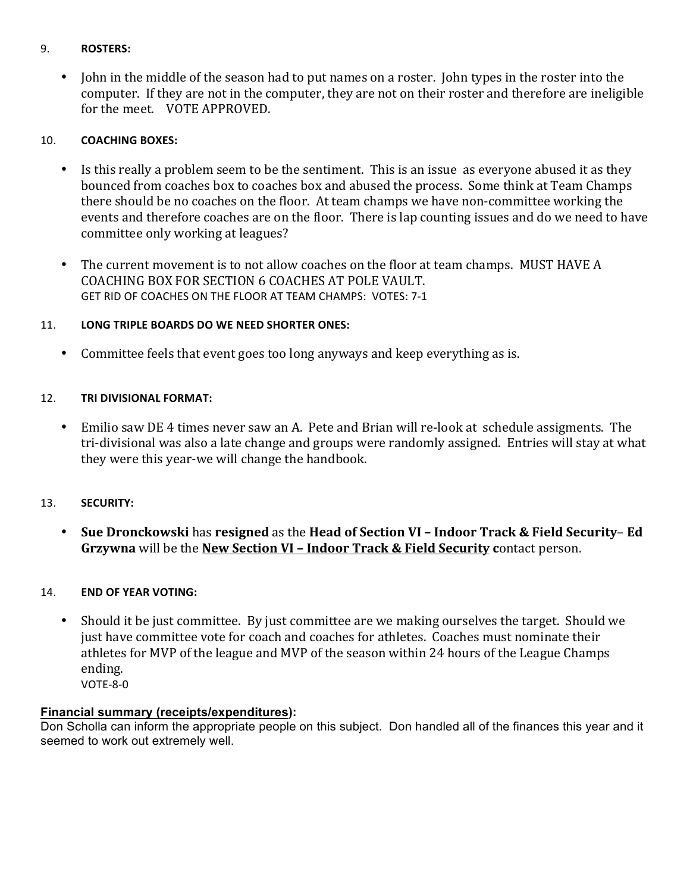9. **ROSTERS:**

- John in the middle of the season had to put names on a roster. John types in the roster into the computer. If they are not in the computer, they are not on their roster and therefore are ineligible for the meet. VOTE APPROVED.

10. **COACHING BOXES:**

- Is this really a problem seem to be the sentiment. This is an issue as everyone abused it as they bounced from coaches box to coaches box and abused the process. Some think at Team Champs there should be no coaches on the floor. At team champs we have non-committee working the events and therefore coaches are on the floor. There is lap counting issues and do we need to have committee only working at leagues?

- The current movement is to not allow coaches on the floor at team champs. MUST HAVE A COACHING BOX FOR SECTION 6 COACHES AT POLE VAULT.
  GET RID OF COACHES ON THE FLOOR AT TEAM CHAMPS: VOTES: 7-1

11. **LONG TRIPLE BOARDS DO WE NEED SHORTER ONES:**

- Committee feels that event goes too long anyways and keep everything as is.

12. **TRI DIVISIONAL FORMAT:**

- Emilio saw DE 4 times never saw an A. Pete and Brian will re-look at schedule assigments. The tri-divisional was also a late change and groups were randomly assigned. Entries will stay at what they were this year-we will change the handbook.

13. **SECURITY:**

- **Sue Dronckowski** has **resigned** as the **Head of Section VI – Indoor Track & Field Security– Ed Grzywna** will be the **New Section VI – Indoor Track & Field Security c**ontact person.

14. **END OF YEAR VOTING:**

- Should it be just committee. By just committee are we making ourselves the target. Should we just have committee vote for coach and coaches for athletes. Coaches must nominate their athletes for MVP of the league and MVP of the season within 24 hours of the League Champs ending.
  VOTE-8-0

**Financial summary (receipts/expenditures):**
Don Scholla can inform the appropriate people on this subject. Don handled all of the finances this year and it seemed to work out extremely well.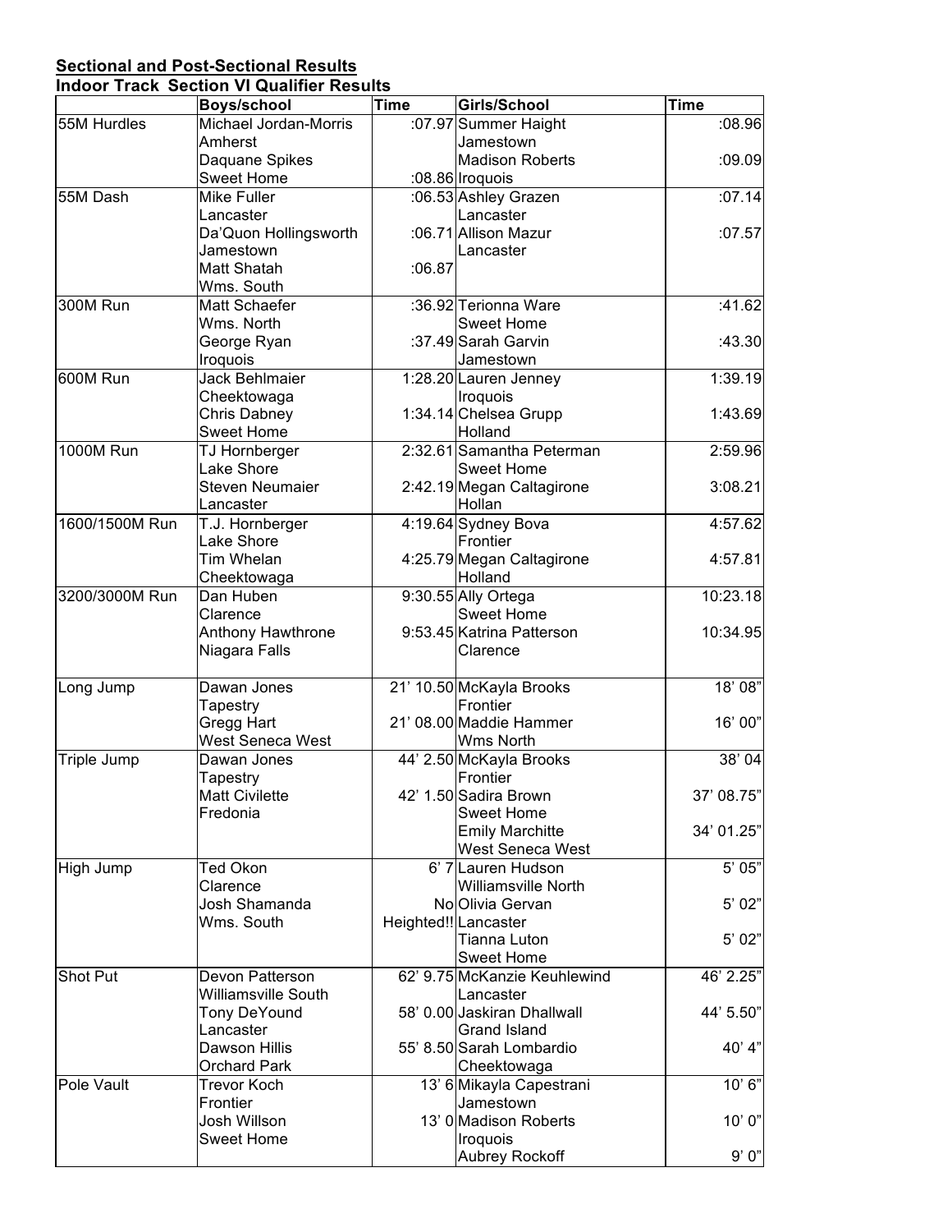**Sectional and Post-Sectional Results**

**Indoor Track Section VI Qualifier Results**

| | Boys/school | Time | Girls/School | Time |
|---|---|---|---|---|
| 55M Hurdles | Michael Jordan-Morris Amherst | :07.97 | Summer Haight Jamestown | :08.96 |
| | Daquane Spikes Sweet Home | :08.86 | Madison Roberts Iroquois | :09.09 |
| 55M Dash | Mike Fuller Lancaster | :06.53 | Ashley Grazen Lancaster | :07.14 |
| | Da'Quon Hollingsworth Jamestown | :06.71 | Allison Mazur Lancaster | :07.57 |
| | Matt Shatah Wms. South | :06.87 | | |
| 300M Run | Matt Schaefer Wms. North | :36.92 | Terionna Ware Sweet Home | :41.62 |
| | George Ryan Iroquois | :37.49 | Sarah Garvin Jamestown | :43.30 |
| 600M Run | Jack Behlmaier Cheektowaga | 1:28.20 | Lauren Jenney Iroquois | 1:39.19 |
| | Chris Dabney Sweet Home | 1:34.14 | Chelsea Grupp Holland | 1:43.69 |
| 1000M Run | TJ Hornberger Lake Shore | 2:32.61 | Samantha Peterman Sweet Home | 2:59.96 |
| | Steven Neumaier Lancaster | 2:42.19 | Megan Caltagirone Hollan | 3:08.21 |
| 1600/1500M Run | T.J. Hornberger Lake Shore | 4:19.64 | Sydney Bova Frontier | 4:57.62 |
| | Tim Whelan Cheektowaga | 4:25.79 | Megan Caltagirone Holland | 4:57.81 |
| 3200/3000M Run | Dan Huben Clarence | 9:30.55 | Ally Ortega Sweet Home | 10:23.18 |
| | Anthony Hawthrone Niagara Falls | 9:53.45 | Katrina Patterson Clarence | 10:34.95 |
| Long Jump | Dawan Jones Tapestry | 21' 10.50 | McKayla Brooks Frontier | 18' 08" |
| | Gregg Hart West Seneca West | 21' 08.00 | Maddie Hammer Wms North | 16' 00" |
| Triple Jump | Dawan Jones Tapestry | 44' 2.50 | McKayla Brooks Frontier | 38' 04 |
| | Matt Civilette Fredonia | 42' 1.50 | Sadira Brown Sweet Home | 37' 08.75" |
| | | | Emily Marchitte West Seneca West | 34' 01.25" |
| High Jump | Ted Okon Clarence | 6' 7 | Lauren Hudson Williamsville North | 5' 05" |
| | Josh Shamanda Wms. South | No Heighted!! | Olivia Gervan Lancaster | 5' 02" |
| | | | Tianna Luton Sweet Home | 5' 02" |
| Shot Put | Devon Patterson Williamsville South | 62' 9.75 | McKanzie Keuhlewind Lancaster | 46' 2.25" |
| | Tony DeYound Lancaster | 58' 0.00 | Jaskiran Dhallwall Grand Island | 44' 5.50" |
| | Dawson Hillis Orchard Park | 55' 8.50 | Sarah Lombardio Cheektowaga | 40' 4" |
| Pole Vault | Trevor Koch Frontier | 13' 6 | Mikayla Capestrani Jamestown | 10' 6" |
| | Josh Willson Sweet Home | 13' 0 | Madison Roberts Iroquois | 10' 0" |
| | | | Aubrey Rockoff | 9' 0" |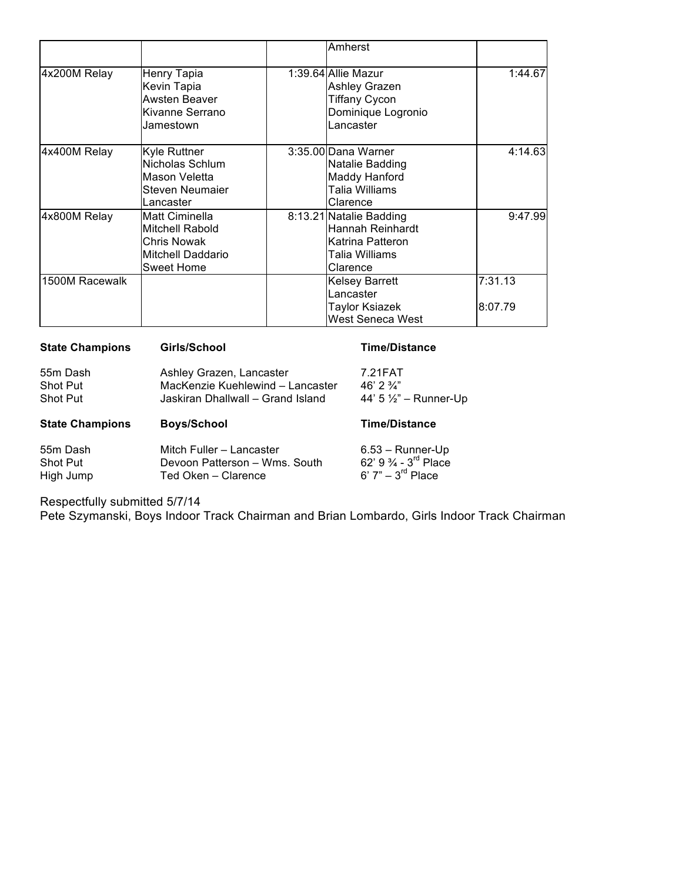| | | | | |
|---|---|---|---|---|
| | | | Amherst | |
| 4x200M Relay | Henry Tapia<br>Kevin Tapia<br>Awsten Beaver<br>Kivanne Serrano<br>Jamestown | 1:39.64 | Allie Mazur<br>Ashley Grazen<br>Tiffany Cycon<br>Dominique Logronio<br>Lancaster | 1:44.67 |
| 4x400M Relay | Kyle Ruttner<br>Nicholas Schlum<br>Mason Veletta<br>Steven Neumaier<br>Lancaster | 3:35.00 | Dana Warner<br>Natalie Badding<br>Maddy Hanford<br>Talia Williams<br>Clarence | 4:14.63 |
| 4x800M Relay | Matt Ciminella<br>Mitchell Rabold<br>Chris Nowak<br>Mitchell Daddario<br>Sweet Home | 8:13.21 | Natalie Badding<br>Hannah Reinhardt<br>Katrina Patteron<br>Talia Williams<br>Clarence | 9:47.99 |
| 1500M Racewalk | | | Kelsey Barrett<br>Lancaster<br>Taylor Ksiazek<br>West Seneca West | 7:31.13<br><br>8:07.79 |

| **State Champions** | **Girls/School** | **Time/Distance** |
|---|---|---|
| 55m Dash | Ashley Grazen, Lancaster | 7.21FAT |
| Shot Put | MacKenzie Kuehlewind – Lancaster | 46' 2 ¾" |
| Shot Put | Jaskiran Dhallwall – Grand Island | 44' 5 ½" – Runner-Up |

| **State Champions** | **Boys/School** | **Time/Distance** |
|---|---|---|
| 55m Dash | Mitch Fuller – Lancaster | 6.53 – Runner-Up |
| Shot Put | Devoon Patterson – Wms. South | 62' 9 ¾ - 3rd Place |
| High Jump | Ted Oken – Clarence | 6' 7" – 3rd Place |

Respectfully submitted 5/7/14
Pete Szymanski, Boys Indoor Track Chairman and Brian Lombardo, Girls Indoor Track Chairman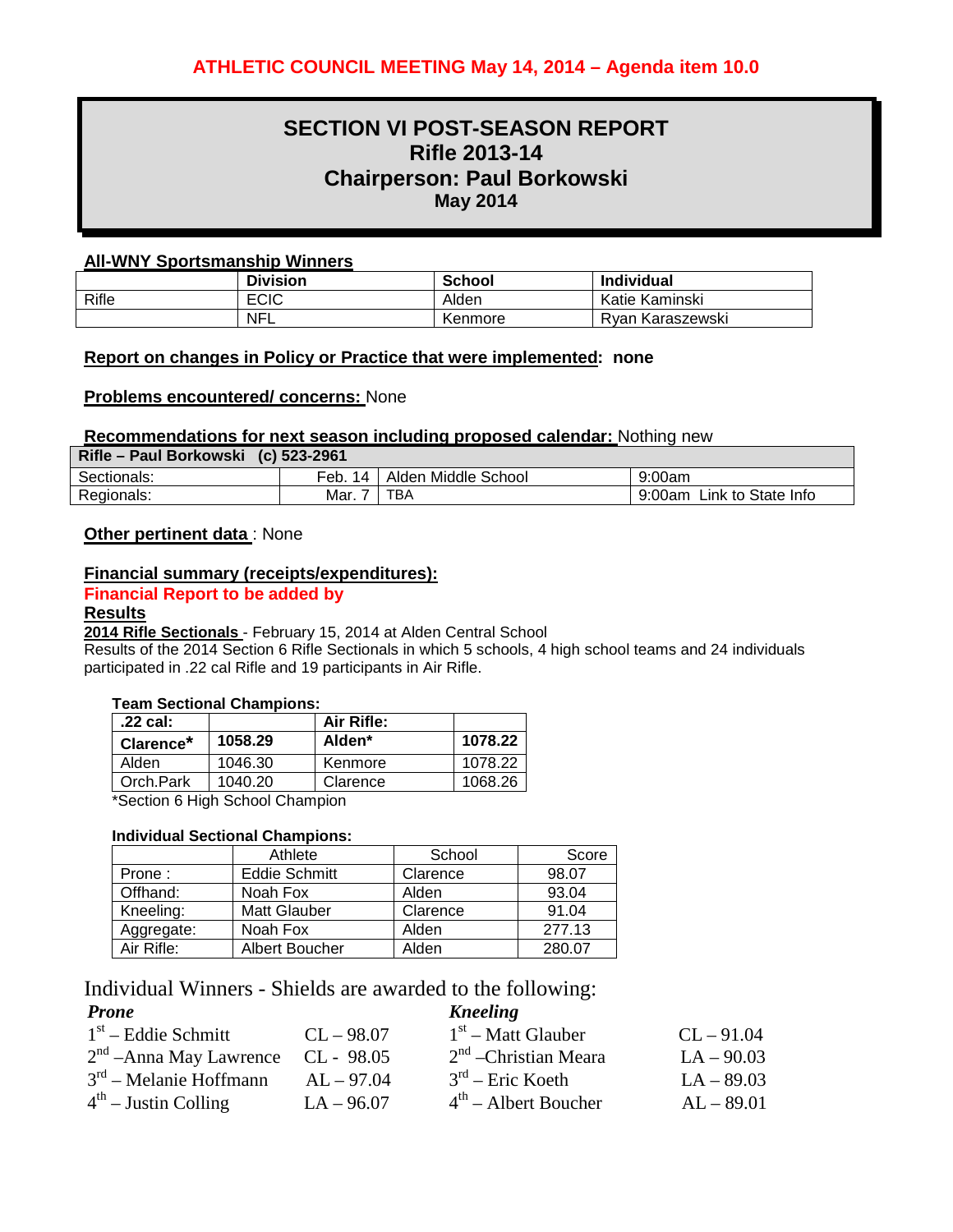**ATHLETIC COUNCIL MEETING May 14, 2014 – Agenda item 10.0**

# SECTION VI POST-SEASON REPORT
## Rifle 2013-14
## Chairperson: Paul Borkowski
### May 2014

**All-WNY Sportsmanship Winners**

| | Division | School | Individual |
|---|---|---|---|
| Rifle | ECIC | Alden | Katie Kaminski |
| | NFL | Kenmore | Ryan Karaszewski |

**Report on changes in Policy or Practice that were implemented: none**

**Problems encountered/ concerns:** None

**Recommendations for next season including proposed calendar:** Nothing new

| Rifle – Paul Borkowski (c) 523-2961 | | | |
|---|---|---|---|
| Sectionals: | Feb. 14 | Alden Middle School | 9:00am |
| Regionals: | Mar. 7 | TBA | 9:00am Link to State Info |

**Other pertinent data** : None

**Financial summary (receipts/expenditures):**

**Financial Report to be added by**

**Results**

**2014 Rifle Sectionals** - February 15, 2014 at Alden Central School

Results of the 2014 Section 6 Rifle Sectionals in which 5 schools, 4 high school teams and 24 individuals participated in .22 cal Rifle and 19 participants in Air Rifle.

**Team Sectional Champions:**

| .22 cal: | | Air Rifle: | |
|---|---|---|---|
| **Clarence*** | **1058.29** | **Alden*** | **1078.22** |
| Alden | 1046.30 | Kenmore | 1078.22 |
| Orch.Park | 1040.20 | Clarence | 1068.26 |

*Section 6 High School Champion

**Individual Sectional Champions:**

| | Athlete | School | Score |
|---|---|---|---|
| Prone : | Eddie Schmitt | Clarence | 98.07 |
| Offhand: | Noah Fox | Alden | 93.04 |
| Kneeling: | Matt Glauber | Clarence | 91.04 |
| Aggregate: | Noah Fox | Alden | 277.13 |
| Air Rifle: | Albert Boucher | Alden | 280.07 |

Individual Winners - Shields are awarded to the following:

***Prone***

1st – Eddie Schmitt CL – 98.07
2nd –Anna May Lawrence CL - 98.05
3rd – Melanie Hoffmann AL – 97.04
4th – Justin Colling LA – 96.07

***Kneeling***

1st – Matt Glauber CL – 91.04
2nd –Christian Meara LA – 90.03
3rd – Eric Koeth LA – 89.03
4th – Albert Boucher AL – 89.01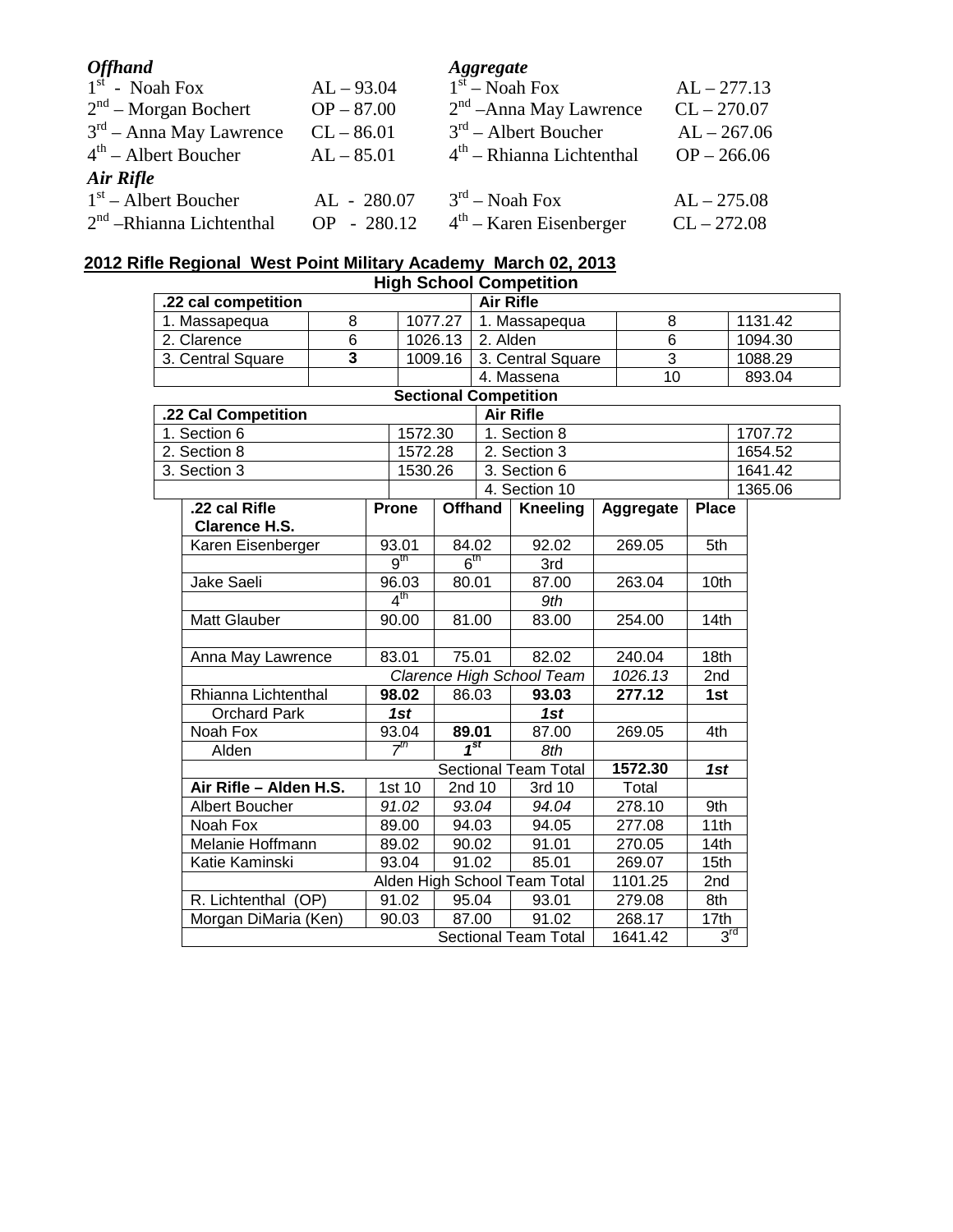| *Offhand* | | *Aggregate* | |
|---|---|---|---|
| 1st - Noah Fox | AL – 93.04 | 1st – Noah Fox | AL – 277.13 |
| 2nd – Morgan Bochert | OP – 87.00 | 2nd –Anna May Lawrence | CL – 270.07 |
| 3rd – Anna May Lawrence | CL – 86.01 | 3rd – Albert Boucher | AL – 267.06 |
| 4th – Albert Boucher | AL – 85.01 | 4th – Rhianna Lichtenthal | OP – 266.06 |
| ***Air Rifle*** | | | |
| 1st – Albert Boucher | AL - 280.07 | 3rd – Noah Fox | AL – 275.08 |
| 2nd –Rhianna Lichtenthal | OP - 280.12 | 4th – Karen Eisenberger | CL – 272.08 |

**2012 Rifle Regional West Point Military Academy March 02, 2013**

**High School Competition**

| **.22 cal competition** | | | **Air Rifle** | | |
|---|---|---|---|---|---|
| 1. Massapequa | 8 | 1077.27 | 1. Massapequa | 8 | 1131.42 |
| 2. Clarence | 6 | 1026.13 | 2. Alden | 6 | 1094.30 |
| 3. Central Square | **3** | 1009.16 | 3. Central Square | 3 | 1088.29 |
| | | | 4. Massena | 10 | 893.04 |

**Sectional Competition**

| **.22 Cal Competition** | | **Air Rifle** | |
|---|---|---|---|
| 1. Section 6 | 1572.30 | 1. Section 8 | 1707.72 |
| 2. Section 8 | 1572.28 | 2. Section 3 | 1654.52 |
| 3. Section 3 | 1530.26 | 3. Section 6 | 1641.42 |
| | | 4. Section 10 | 1365.06 |

| **.22 cal Rifle Clarence H.S.** | **Prone** | **Offhand** | **Kneeling** | **Aggregate** | **Place** |
|---|---|---|---|---|---|
| Karen Eisenberger | 93.01 | 84.02 | 92.02 | 269.05 | 5th |
| | 9th | 6th | 3rd | | |
| Jake Saeli | 96.03 | 80.01 | 87.00 | 263.04 | 10th |
| | 4th | | *9th* | | |
| Matt Glauber | 90.00 | 81.00 | 83.00 | 254.00 | 14th |
| | | | | | |
| Anna May Lawrence | 83.01 | 75.01 | 82.02 | 240.04 | 18th |
| | | | *Clarence High School Team* | *1026.13* | 2nd |
| Rhianna Lichtenthal | **98.02** | 86.03 | **93.03** | **277.12** | **1st** |
| Orchard Park | ***1st*** | | ***1st*** | | |
| Noah Fox | 93.04 | **89.01** | 87.00 | 269.05 | 4th |
| Alden | *7th* | ***1st*** | *8th* | | |
| | | | Sectional Team Total | **1572.30** | ***1st*** |
| **Air Rifle – Alden H.S.** | 1st 10 | 2nd 10 | 3rd 10 | Total | |
| Albert Boucher | *91.02* | *93.04* | *94.04* | 278.10 | 9th |
| Noah Fox | 89.00 | 94.03 | 94.05 | 277.08 | 11th |
| Melanie Hoffmann | 89.02 | 90.02 | 91.01 | 270.05 | 14th |
| Katie Kaminski | 93.04 | 91.02 | 85.01 | 269.07 | 15th |
| | | | Alden High School Team Total | 1101.25 | 2nd |
| R. Lichtenthal (OP) | 91.02 | 95.04 | 93.01 | 279.08 | 8th |
| Morgan DiMaria (Ken) | 90.03 | 87.00 | 91.02 | 268.17 | 17th |
| | | | Sectional Team Total | 1641.42 | 3rd |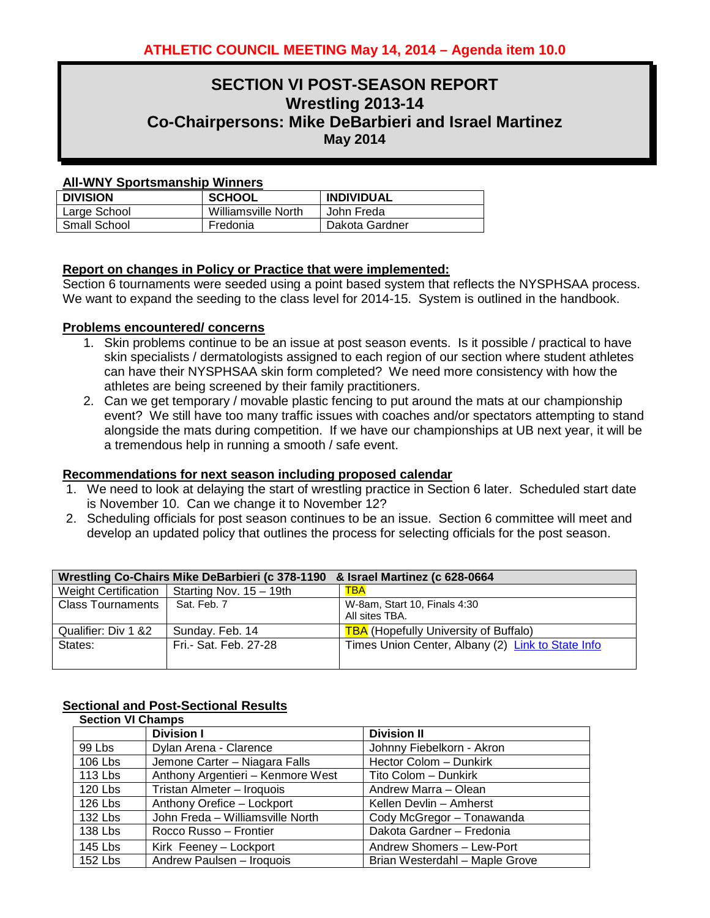**ATHLETIC COUNCIL MEETING May 14, 2014 – Agenda item 10.0**

# SECTION VI POST-SEASON REPORT
## Wrestling 2013-14
## Co-Chairpersons: Mike DeBarbieri and Israel Martinez
**May 2014**

**All-WNY Sportsmanship Winners**

| DIVISION | SCHOOL | INDIVIDUAL |
|---|---|---|
| Large School | Williamsville North | John Freda |
| Small School | Fredonia | Dakota Gardner |

**Report on changes in Policy or Practice that were implemented:**

Section 6 tournaments were seeded using a point based system that reflects the NYSPHSAA process. We want to expand the seeding to the class level for 2014-15. System is outlined in the handbook.

**Problems encountered/ concerns**

1. Skin problems continue to be an issue at post season events. Is it possible / practical to have skin specialists / dermatologists assigned to each region of our section where student athletes can have their NYSPHSAA skin form completed? We need more consistency with how the athletes are being screened by their family practitioners.
2. Can we get temporary / movable plastic fencing to put around the mats at our championship event? We still have too many traffic issues with coaches and/or spectators attempting to stand alongside the mats during competition. If we have our championships at UB next year, it will be a tremendous help in running a smooth / safe event.

**Recommendations for next season including proposed calendar**

1. We need to look at delaying the start of wrestling practice in Section 6 later. Scheduled start date is November 10. Can we change it to November 12?
2. Scheduling officials for post season continues to be an issue. Section 6 committee will meet and develop an updated policy that outlines the process for selecting officials for the post season.

| Wrestling Co-Chairs Mike DeBarbieri (c 378-1190 & Israel Martinez (c 628-0664 | | |
|---|---|---|
| Weight Certification | Starting Nov. 15 – 19th | TBA |
| Class Tournaments | Sat. Feb. 7 | W-8am, Start 10, Finals 4:30<br>All sites TBA. |
| Qualifier: Div 1 &2 | Sunday. Feb. 14 | TBA (Hopefully University of Buffalo) |
| States: | Fri.- Sat. Feb. 27-28 | Times Union Center, Albany (2) Link to State Info |

**Sectional and Post-Sectional Results**

**Section VI Champs**

| | Division I | Division II |
|---|---|---|
| 99 Lbs | Dylan Arena - Clarence | Johnny Fiebelkorn - Akron |
| 106 Lbs | Jemone Carter – Niagara Falls | Hector Colom – Dunkirk |
| 113 Lbs | Anthony Argentieri – Kenmore West | Tito Colom – Dunkirk |
| 120 Lbs | Tristan Almeter – Iroquois | Andrew Marra – Olean |
| 126 Lbs | Anthony Orefice – Lockport | Kellen Devlin – Amherst |
| 132 Lbs | John Freda – Williamsville North | Cody McGregor – Tonawanda |
| 138 Lbs | Rocco Russo – Frontier | Dakota Gardner – Fredonia |
| 145 Lbs | Kirk Feeney – Lockport | Andrew Shomers – Lew-Port |
| 152 Lbs | Andrew Paulsen – Iroquois | Brian Westerdahl – Maple Grove |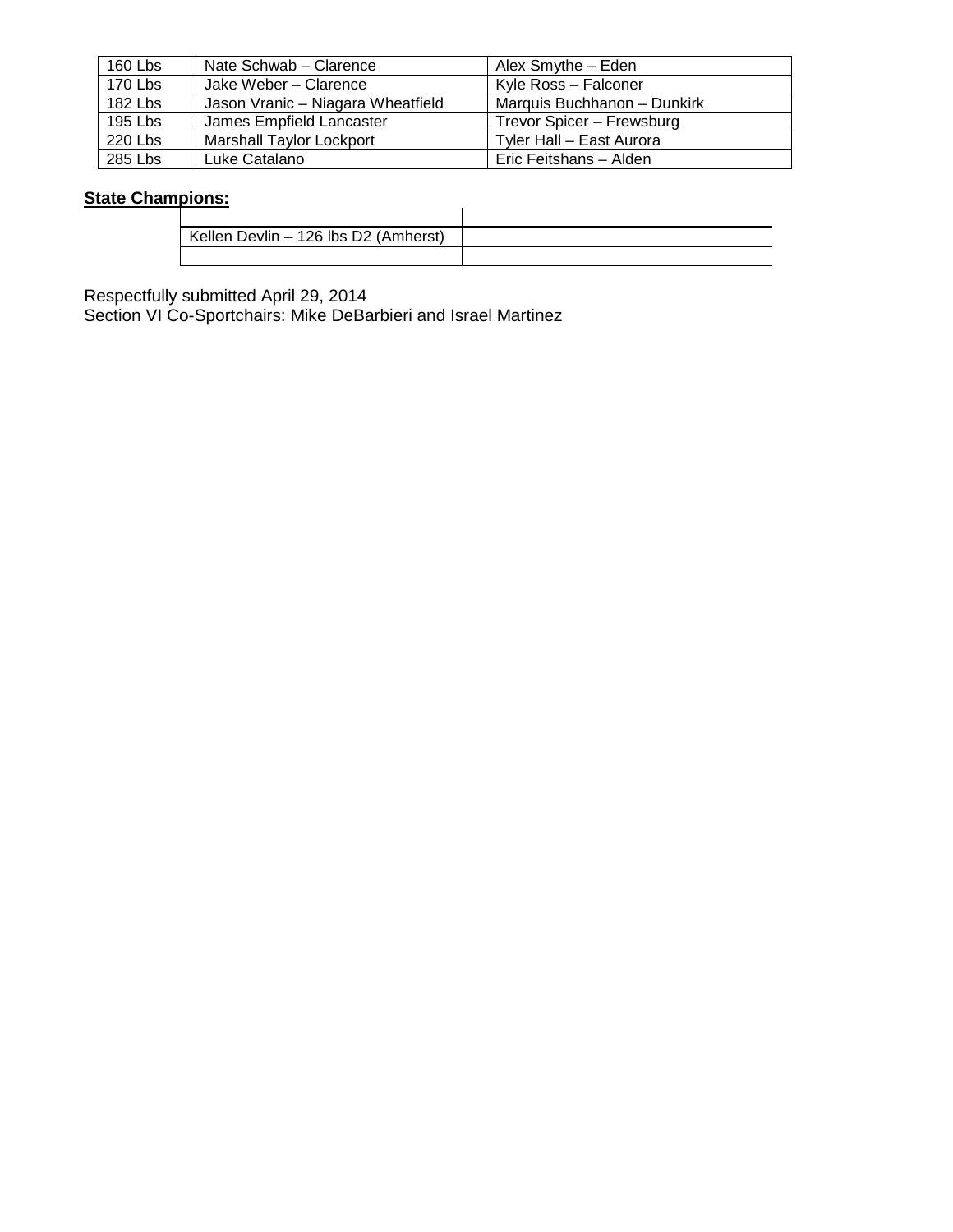| | | |
|---|---|---|
| 160 Lbs | Nate Schwab – Clarence | Alex Smythe – Eden |
| 170 Lbs | Jake Weber – Clarence | Kyle Ross – Falconer |
| 182 Lbs | Jason Vranic – Niagara Wheatfield | Marquis Buchhanon – Dunkirk |
| 195 Lbs | James Empfield Lancaster | Trevor Spicer – Frewsburg |
| 220 Lbs | Marshall Taylor Lockport | Tyler Hall – East Aurora |
| 285 Lbs | Luke Catalano | Eric Feitshans – Alden |

**State Champions:**

| | |
|---|---|
| | |
| Kellen Devlin – 126 lbs D2 (Amherst) | |
| | |

Respectfully submitted April 29, 2014
Section VI Co-Sportchairs: Mike DeBarbieri and Israel Martinez